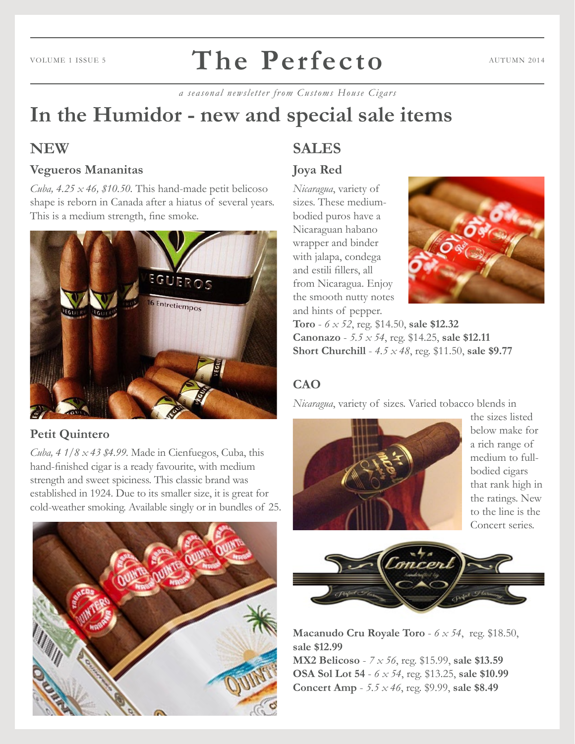# The Perfecto

VOLUME 1 ISSUE 5 — AUTUMN 2014

*a seasonal newsletter from Customs House Cigars*

## In the Humidor - new and special sale items

### NEW

#### Vegueros Mananitas

*Cuba, 4.25 x 46, $10.50.* This hand-made petit belicoso shape is reborn in Canada after a hiatus of several years. This is a medium strength, fine smoke.

#### Petit Quintero

*Cuba, 4 1/8 x 43 $4.99.* Made in Cienfuegos, Cuba, this hand-finished cigar is a ready favourite, with medium strength and sweet spiciness. This classic brand was established in 1924. Due to its smaller size, it is great for cold-weather smoking. Available singly or in bundles of 25.

### SALES

#### Joya Red

*Nicaragua*, variety of sizes. These medium-bodied puros have a Nicaraguan habano wrapper and binder with jalapa, condega and estili fillers, all from Nicaragua. Enjoy the smooth nutty notes and hints of pepper.

**Toro** - *6 x 52*, reg. $14.50, **sale $12.32**
**Canonazo** - *5.5 x 54*, reg. $14.25, **sale $12.11**
**Short Churchill** - *4.5 x 48*, reg. $11.50, **sale $9.77**

#### CAO

*Nicaragua*, variety of sizes. Varied tobacco blends in the sizes listed below make for a rich range of medium to full-bodied cigars that rank high in the ratings. New to the line is the Concert series.

**Macanudo Cru Royale Toro** - *6 x 54*, reg. $18.50, **sale $12.99**
**MX2 Belicoso** - *7 x 56*, reg. $15.99, **sale $13.59**
**OSA Sol Lot 54** - *6 x 54*, reg. $13.25, **sale $10.99**
**Concert Amp** - *5.5 x 46*, reg. $9.99, **sale $8.49**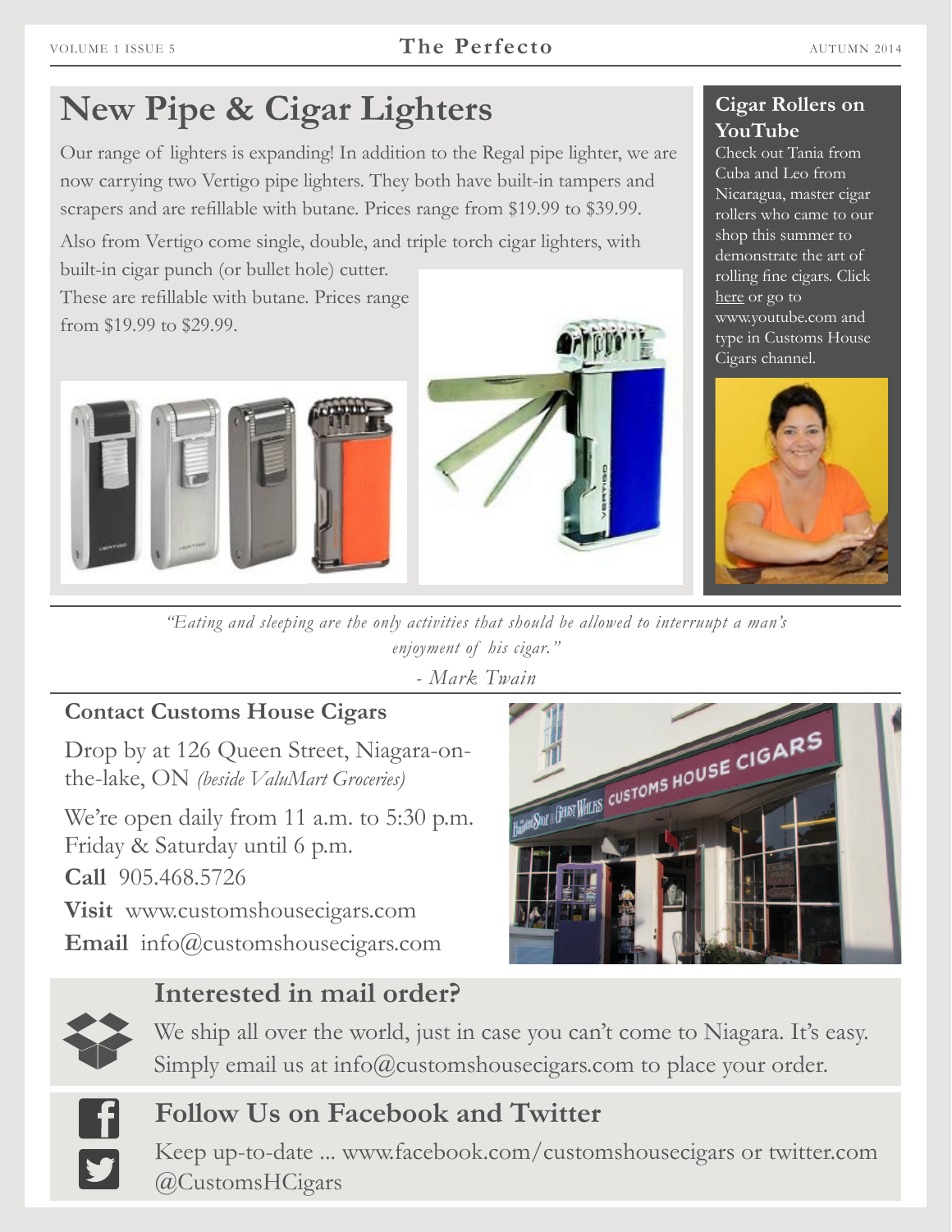# New Pipe & Cigar Lighters

Our range of lighters is expanding! In addition to the Regal pipe lighter, we are now carrying two Vertigo pipe lighters. They both have built-in tampers and scrapers and are refillable with butane. Prices range from $19.99 to $39.99.

Also from Vertigo come single, double, and triple torch cigar lighters, with built-in cigar punch (or bullet hole) cutter. These are refillable with butane. Prices range from $19.99 to $29.99.

## Cigar Rollers on YouTube

Check out Tania from Cuba and Leo from Nicaragua, master cigar rollers who came to our shop this summer to demonstrate the art of rolling fine cigars. Click here or go to www.youtube.com and type in Customs House Cigars channel.

*"Eating and sleeping are the only activities that should be allowed to interruupt a man's enjoyment of his cigar."*

*- Mark Twain*

## Contact Customs House Cigars

Drop by at 126 Queen Street, Niagara-on-the-lake, ON *(beside ValuMart Groceries)*

We're open daily from 11 a.m. to 5:30 p.m. Friday & Saturday until 6 p.m.

**Call** 905.468.5726

**Visit** www.customshousecigars.com

**Email** info@customshousecigars.com

## Interested in mail order?

We ship all over the world, just in case you can't come to Niagara. It's easy. Simply email us at info@customshousecigars.com to place your order.

## Follow Us on Facebook and Twitter

Keep up-to-date ... www.facebook.com/customshousecigars or twitter.com @CustomsHCigars